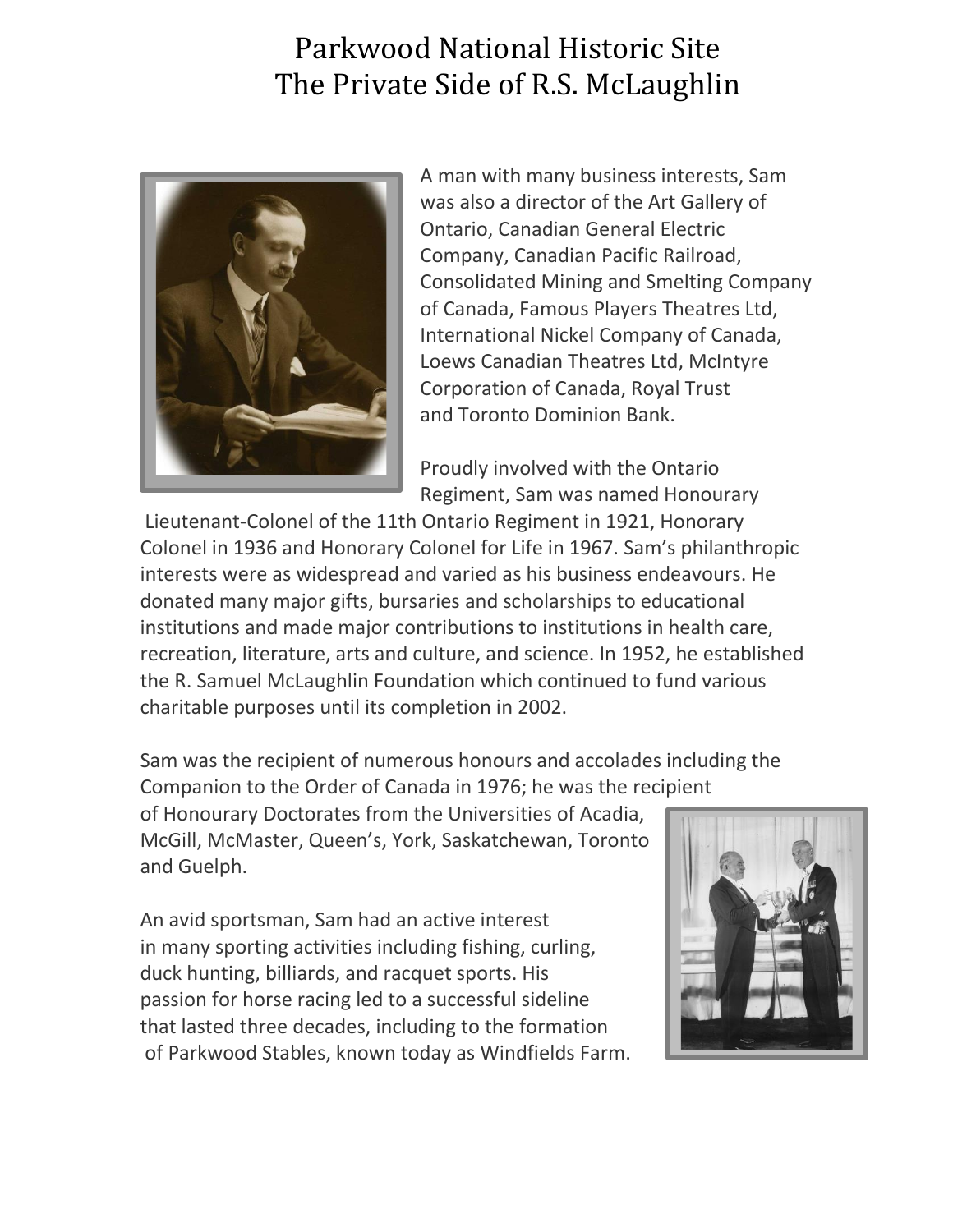# Parkwood National Historic Site
# The Private Side of R.S. McLaughlin

A man with many business interests, Sam was also a director of the Art Gallery of Ontario, Canadian General Electric Company, Canadian Pacific Railroad, Consolidated Mining and Smelting Company of Canada, Famous Players Theatres Ltd, International Nickel Company of Canada, Loews Canadian Theatres Ltd, McIntyre Corporation of Canada, Royal Trust and Toronto Dominion Bank.

Proudly involved with the Ontario Regiment, Sam was named Honourary Lieutenant-Colonel of the 11th Ontario Regiment in 1921, Honorary Colonel in 1936 and Honorary Colonel for Life in 1967. Sam's philanthropic interests were as widespread and varied as his business endeavours. He donated many major gifts, bursaries and scholarships to educational institutions and made major contributions to institutions in health care, recreation, literature, arts and culture, and science. In 1952, he established the R. Samuel McLaughlin Foundation which continued to fund various charitable purposes until its completion in 2002.

Sam was the recipient of numerous honours and accolades including the Companion to the Order of Canada in 1976; he was the recipient of Honourary Doctorates from the Universities of Acadia, McGill, McMaster, Queen's, York, Saskatchewan, Toronto and Guelph.

An avid sportsman, Sam had an active interest in many sporting activities including fishing, curling, duck hunting, billiards, and racquet sports. His passion for horse racing led to a successful sideline that lasted three decades, including to the formation of Parkwood Stables, known today as Windfields Farm.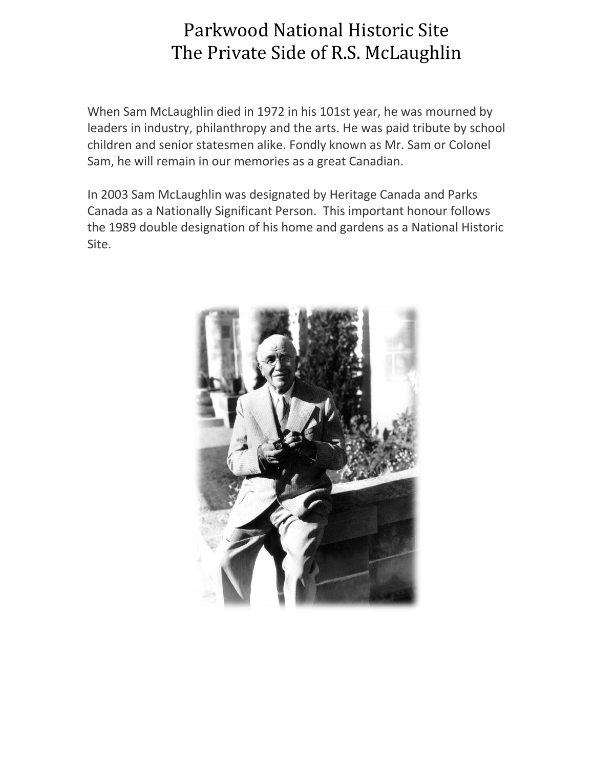# Parkwood National Historic Site
# The Private Side of R.S. McLaughlin

When Sam McLaughlin died in 1972 in his 101st year, he was mourned by leaders in industry, philanthropy and the arts. He was paid tribute by school children and senior statesmen alike. Fondly known as Mr. Sam or Colonel Sam, he will remain in our memories as a great Canadian.

In 2003 Sam McLaughlin was designated by Heritage Canada and Parks Canada as a Nationally Significant Person. This important honour follows the 1989 double designation of his home and gardens as a National Historic Site.